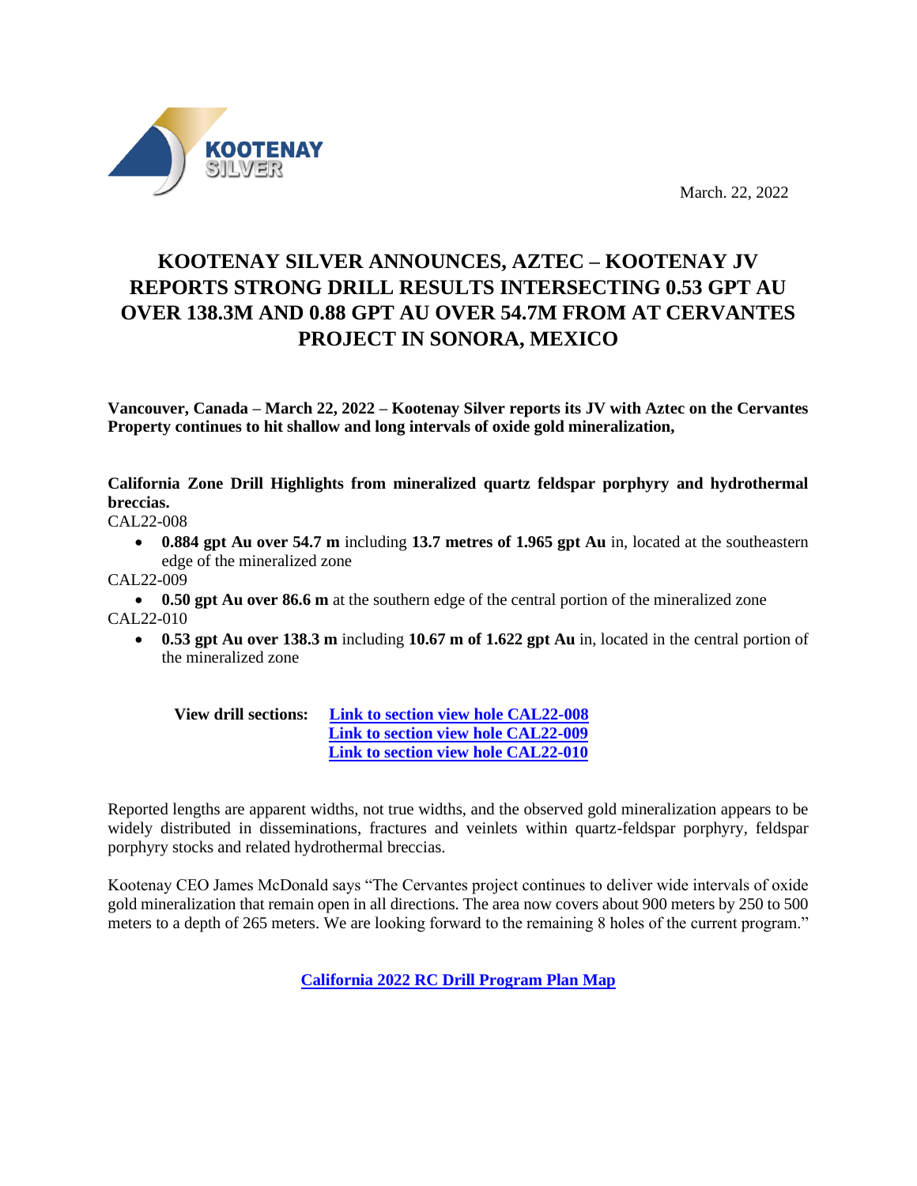KOOTENAY SILVER

March. 22, 2022

# KOOTENAY SILVER ANNOUNCES, AZTEC – KOOTENAY JV REPORTS STRONG DRILL RESULTS INTERSECTING 0.53 GPT AU OVER 138.3M AND 0.88 GPT AU OVER 54.7M FROM AT CERVANTES PROJECT IN SONORA, MEXICO

**Vancouver, Canada – March 22, 2022 – Kootenay Silver reports its JV with Aztec on the Cervantes Property continues to hit shallow and long intervals of oxide gold mineralization,**

**California Zone Drill Highlights from mineralized quartz feldspar porphyry and hydrothermal breccias.**

CAL22-008

- **0.884 gpt Au over 54.7 m** including **13.7 metres of 1.965 gpt Au** in, located at the southeastern edge of the mineralized zone

CAL22-009

- **0.50 gpt Au over 86.6 m** at the southern edge of the central portion of the mineralized zone

CAL22-010

- **0.53 gpt Au over 138.3 m** including **10.67 m of 1.622 gpt Au** in, located in the central portion of the mineralized zone

**View drill sections:** **Link to section view hole CAL22-008**
**Link to section view hole CAL22-009**
**Link to section view hole CAL22-010**

Reported lengths are apparent widths, not true widths, and the observed gold mineralization appears to be widely distributed in disseminations, fractures and veinlets within quartz-feldspar porphyry, feldspar porphyry stocks and related hydrothermal breccias.

Kootenay CEO James McDonald says "The Cervantes project continues to deliver wide intervals of oxide gold mineralization that remain open in all directions. The area now covers about 900 meters by 250 to 500 meters to a depth of 265 meters. We are looking forward to the remaining 8 holes of the current program."

**California 2022 RC Drill Program Plan Map**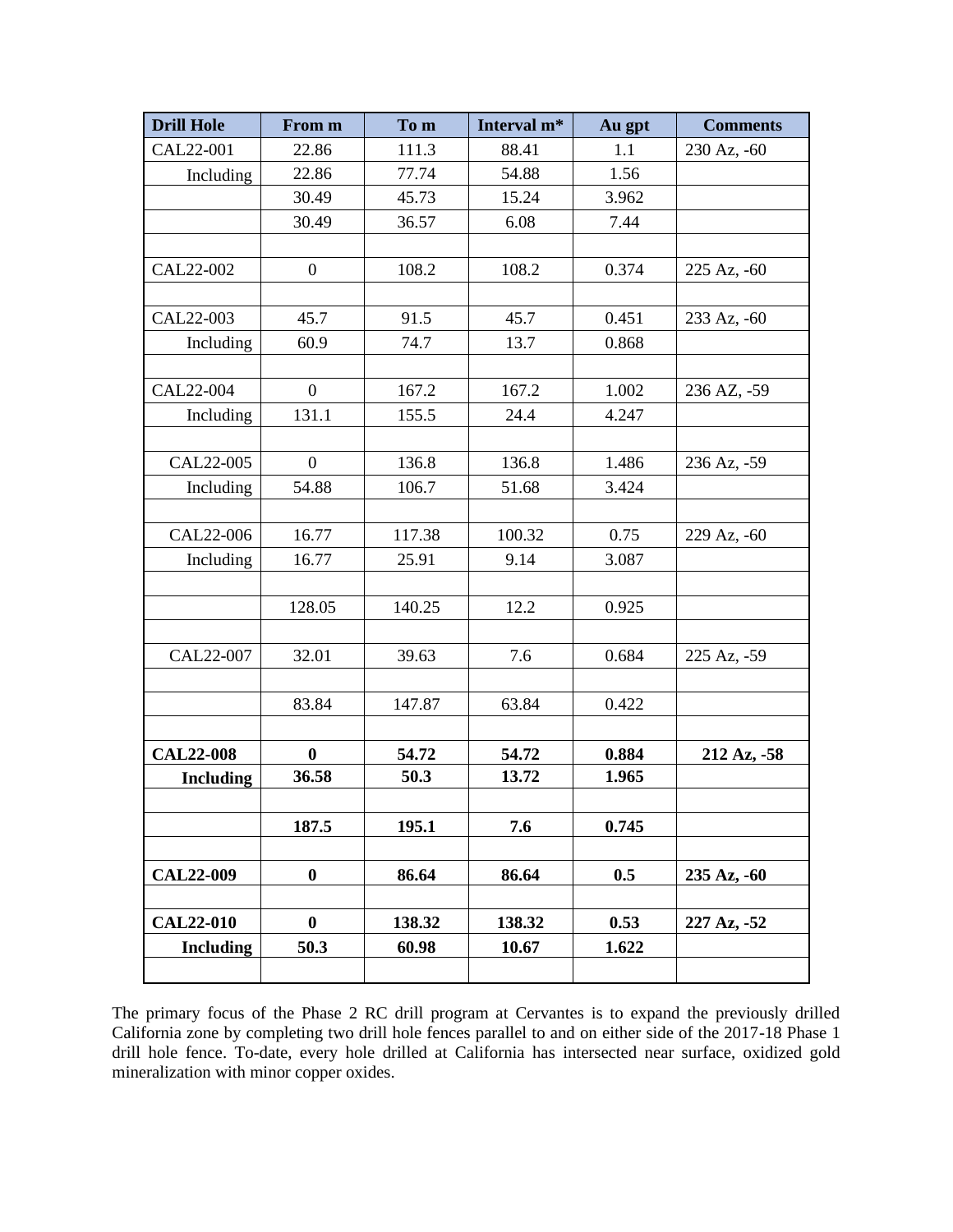| Drill Hole | From m | To m | Interval m* | Au gpt | Comments |
|---|---|---|---|---|---|
| CAL22-001 | 22.86 | 111.3 | 88.41 | 1.1 | 230 Az, -60 |
| Including | 22.86 | 77.74 | 54.88 | 1.56 | |
| | 30.49 | 45.73 | 15.24 | 3.962 | |
| | 30.49 | 36.57 | 6.08 | 7.44 | |
| | | | | | |
| CAL22-002 | 0 | 108.2 | 108.2 | 0.374 | 225 Az, -60 |
| | | | | | |
| CAL22-003 | 45.7 | 91.5 | 45.7 | 0.451 | 233 Az, -60 |
| Including | 60.9 | 74.7 | 13.7 | 0.868 | |
| | | | | | |
| CAL22-004 | 0 | 167.2 | 167.2 | 1.002 | 236 AZ, -59 |
| Including | 131.1 | 155.5 | 24.4 | 4.247 | |
| | | | | | |
| CAL22-005 | 0 | 136.8 | 136.8 | 1.486 | 236 Az, -59 |
| Including | 54.88 | 106.7 | 51.68 | 3.424 | |
| | | | | | |
| CAL22-006 | 16.77 | 117.38 | 100.32 | 0.75 | 229 Az, -60 |
| Including | 16.77 | 25.91 | 9.14 | 3.087 | |
| | | | | | |
| | 128.05 | 140.25 | 12.2 | 0.925 | |
| | | | | | |
| CAL22-007 | 32.01 | 39.63 | 7.6 | 0.684 | 225 Az, -59 |
| | | | | | |
| | 83.84 | 147.87 | 63.84 | 0.422 | |
| | | | | | |
| **CAL22-008** | **0** | **54.72** | **54.72** | **0.884** | **212 Az, -58** |
| **Including** | **36.58** | **50.3** | **13.72** | **1.965** | |
| | | | | | |
| | **187.5** | **195.1** | **7.6** | **0.745** | |
| | | | | | |
| **CAL22-009** | **0** | **86.64** | **86.64** | **0.5** | **235 Az, -60** |
| | | | | | |
| **CAL22-010** | **0** | **138.32** | **138.32** | **0.53** | **227 Az, -52** |
| **Including** | **50.3** | **60.98** | **10.67** | **1.622** | |
| | | | | | |

The primary focus of the Phase 2 RC drill program at Cervantes is to expand the previously drilled California zone by completing two drill hole fences parallel to and on either side of the 2017-18 Phase 1 drill hole fence. To-date, every hole drilled at California has intersected near surface, oxidized gold mineralization with minor copper oxides.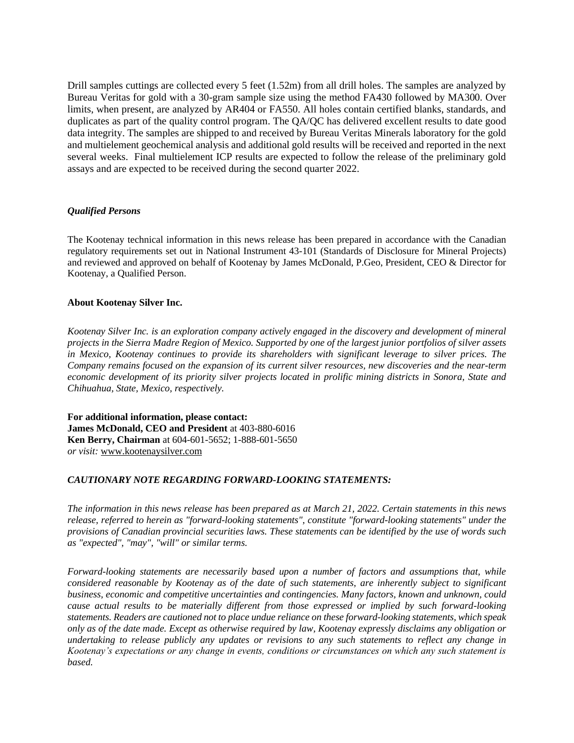Drill samples cuttings are collected every 5 feet (1.52m) from all drill holes. The samples are analyzed by Bureau Veritas for gold with a 30-gram sample size using the method FA430 followed by MA300. Over limits, when present, are analyzed by AR404 or FA550. All holes contain certified blanks, standards, and duplicates as part of the quality control program. The QA/QC has delivered excellent results to date good data integrity. The samples are shipped to and received by Bureau Veritas Minerals laboratory for the gold and multielement geochemical analysis and additional gold results will be received and reported in the next several weeks. Final multielement ICP results are expected to follow the release of the preliminary gold assays and are expected to be received during the second quarter 2022.

***Qualified Persons***

The Kootenay technical information in this news release has been prepared in accordance with the Canadian regulatory requirements set out in National Instrument 43-101 (Standards of Disclosure for Mineral Projects) and reviewed and approved on behalf of Kootenay by James McDonald, P.Geo, President, CEO & Director for Kootenay, a Qualified Person.

**About Kootenay Silver Inc.**

*Kootenay Silver Inc. is an exploration company actively engaged in the discovery and development of mineral projects in the Sierra Madre Region of Mexico. Supported by one of the largest junior portfolios of silver assets in Mexico, Kootenay continues to provide its shareholders with significant leverage to silver prices. The Company remains focused on the expansion of its current silver resources, new discoveries and the near-term economic development of its priority silver projects located in prolific mining districts in Sonora, State and Chihuahua, State, Mexico, respectively.*

**For additional information, please contact:**
**James McDonald, CEO and President** at 403-880-6016
**Ken Berry, Chairman** at 604-601-5652; 1-888-601-5650
*or visit:* www.kootenaysilver.com

***CAUTIONARY NOTE REGARDING FORWARD-LOOKING STATEMENTS:***

*The information in this news release has been prepared as at March 21, 2022. Certain statements in this news release, referred to herein as "forward-looking statements", constitute "forward-looking statements" under the provisions of Canadian provincial securities laws. These statements can be identified by the use of words such as "expected", "may", "will" or similar terms.*

*Forward-looking statements are necessarily based upon a number of factors and assumptions that, while considered reasonable by Kootenay as of the date of such statements, are inherently subject to significant business, economic and competitive uncertainties and contingencies. Many factors, known and unknown, could cause actual results to be materially different from those expressed or implied by such forward-looking statements. Readers are cautioned not to place undue reliance on these forward-looking statements, which speak only as of the date made. Except as otherwise required by law, Kootenay expressly disclaims any obligation or undertaking to release publicly any updates or revisions to any such statements to reflect any change in Kootenay's expectations or any change in events, conditions or circumstances on which any such statement is based.*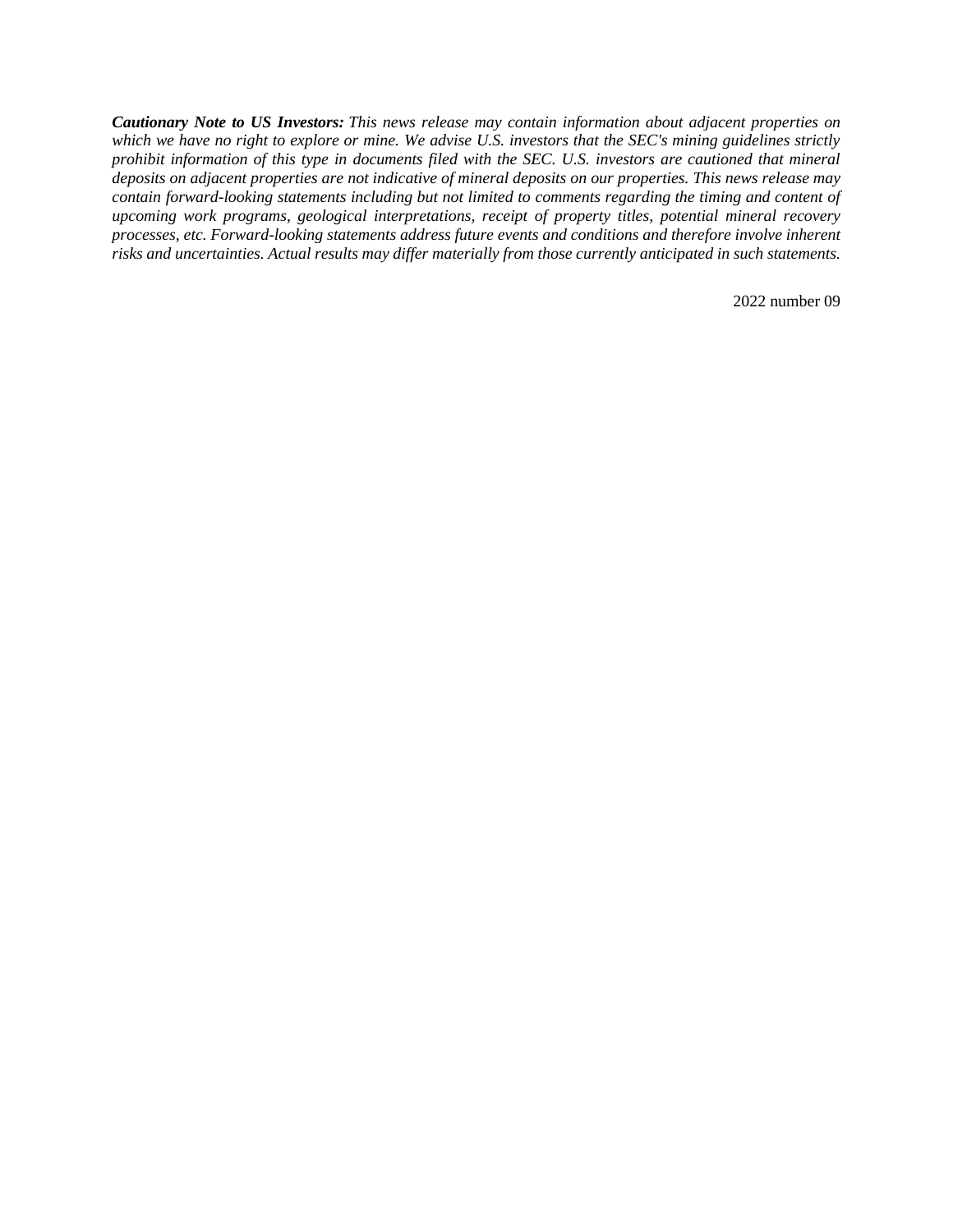***Cautionary Note to US Investors:*** *This news release may contain information about adjacent properties on which we have no right to explore or mine. We advise U.S. investors that the SEC's mining guidelines strictly prohibit information of this type in documents filed with the SEC. U.S. investors are cautioned that mineral deposits on adjacent properties are not indicative of mineral deposits on our properties. This news release may contain forward-looking statements including but not limited to comments regarding the timing and content of upcoming work programs, geological interpretations, receipt of property titles, potential mineral recovery processes, etc. Forward-looking statements address future events and conditions and therefore involve inherent risks and uncertainties. Actual results may differ materially from those currently anticipated in such statements.*

2022 number 09